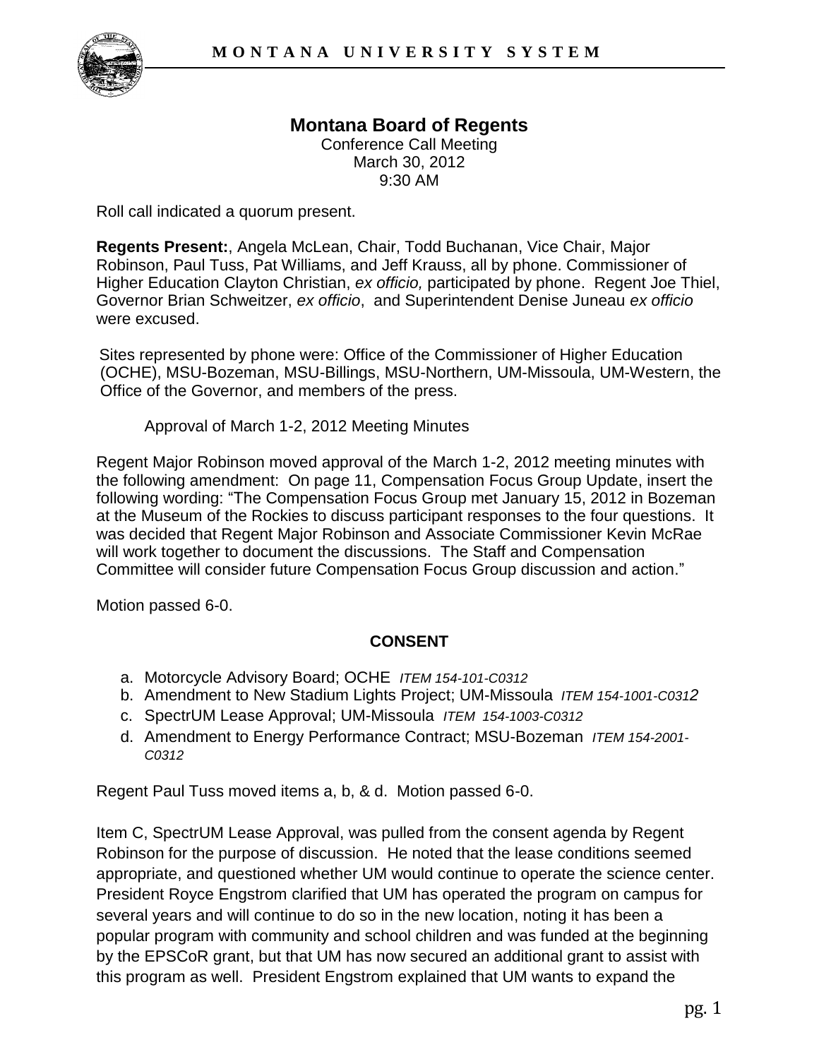# Montana Board of Regents

Conference Call Meeting
March 30, 2012
9:30 AM

Roll call indicated a quorum present.

**Regents Present:**, Angela McLean, Chair, Todd Buchanan, Vice Chair, Major Robinson, Paul Tuss, Pat Williams, and Jeff Krauss, all by phone. Commissioner of Higher Education Clayton Christian, *ex officio,* participated by phone. Regent Joe Thiel, Governor Brian Schweitzer, *ex officio*, and Superintendent Denise Juneau *ex officio* were excused.

Sites represented by phone were: Office of the Commissioner of Higher Education (OCHE), MSU-Bozeman, MSU-Billings, MSU-Northern, UM-Missoula, UM-Western, the Office of the Governor, and members of the press.

Approval of March 1-2, 2012 Meeting Minutes

Regent Major Robinson moved approval of the March 1-2, 2012 meeting minutes with the following amendment: On page 11, Compensation Focus Group Update, insert the following wording: "The Compensation Focus Group met January 15, 2012 in Bozeman at the Museum of the Rockies to discuss participant responses to the four questions. It was decided that Regent Major Robinson and Associate Commissioner Kevin McRae will work together to document the discussions. The Staff and Compensation Committee will consider future Compensation Focus Group discussion and action."

Motion passed 6-0.

## CONSENT

a. Motorcycle Advisory Board; OCHE *ITEM 154-101-C0312*
b. Amendment to New Stadium Lights Project; UM-Missoula *ITEM 154-1001-C0312*
c. SpectrUM Lease Approval; UM-Missoula *ITEM 154-1003-C0312*
d. Amendment to Energy Performance Contract; MSU-Bozeman *ITEM 154-2001-C0312*

Regent Paul Tuss moved items a, b, & d. Motion passed 6-0.

Item C, SpectrUM Lease Approval, was pulled from the consent agenda by Regent Robinson for the purpose of discussion. He noted that the lease conditions seemed appropriate, and questioned whether UM would continue to operate the science center. President Royce Engstrom clarified that UM has operated the program on campus for several years and will continue to do so in the new location, noting it has been a popular program with community and school children and was funded at the beginning by the EPSCoR grant, but that UM has now secured an additional grant to assist with this program as well. President Engstrom explained that UM wants to expand the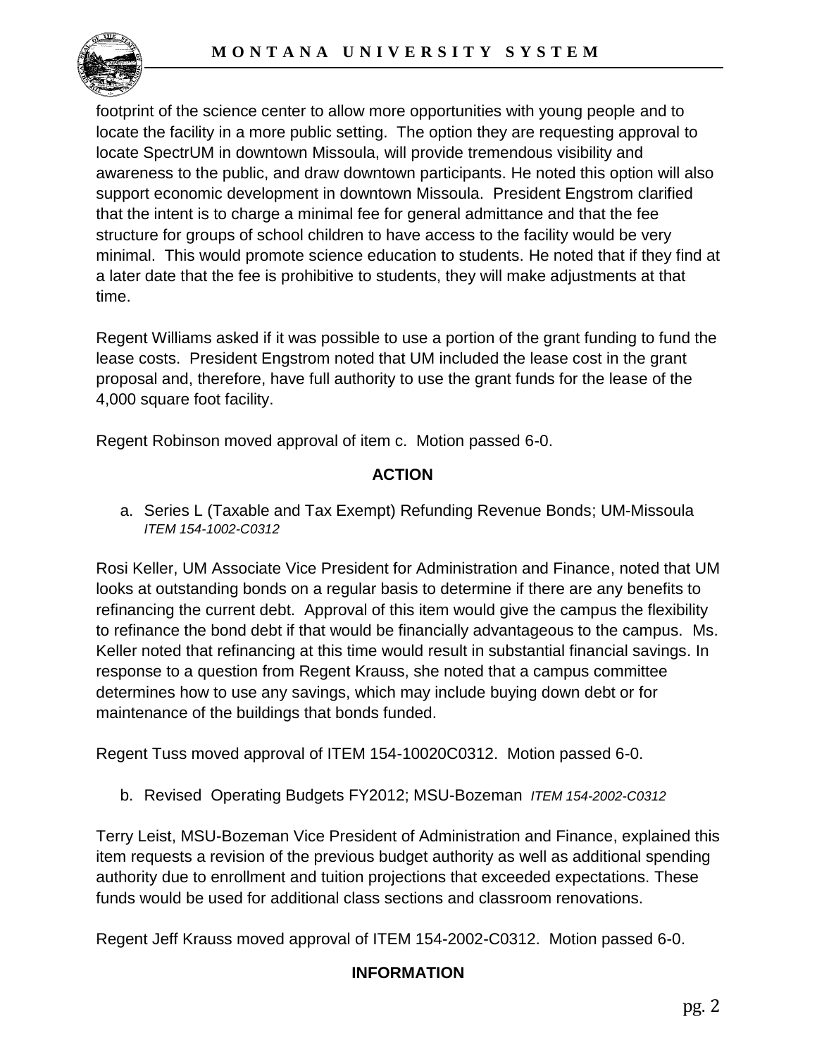footprint of the science center to allow more opportunities with young people and to locate the facility in a more public setting. The option they are requesting approval to locate SpectrUM in downtown Missoula, will provide tremendous visibility and awareness to the public, and draw downtown participants. He noted this option will also support economic development in downtown Missoula. President Engstrom clarified that the intent is to charge a minimal fee for general admittance and that the fee structure for groups of school children to have access to the facility would be very minimal. This would promote science education to students. He noted that if they find at a later date that the fee is prohibitive to students, they will make adjustments at that time.

Regent Williams asked if it was possible to use a portion of the grant funding to fund the lease costs. President Engstrom noted that UM included the lease cost in the grant proposal and, therefore, have full authority to use the grant funds for the lease of the 4,000 square foot facility.

Regent Robinson moved approval of item c. Motion passed 6-0.

**ACTION**

a. Series L (Taxable and Tax Exempt) Refunding Revenue Bonds; UM-Missoula *ITEM 154-1002-C0312*

Rosi Keller, UM Associate Vice President for Administration and Finance, noted that UM looks at outstanding bonds on a regular basis to determine if there are any benefits to refinancing the current debt. Approval of this item would give the campus the flexibility to refinance the bond debt if that would be financially advantageous to the campus. Ms. Keller noted that refinancing at this time would result in substantial financial savings. In response to a question from Regent Krauss, she noted that a campus committee determines how to use any savings, which may include buying down debt or for maintenance of the buildings that bonds funded.

Regent Tuss moved approval of ITEM 154-10020C0312. Motion passed 6-0.

b. Revised Operating Budgets FY2012; MSU-Bozeman *ITEM 154-2002-C0312*

Terry Leist, MSU-Bozeman Vice President of Administration and Finance, explained this item requests a revision of the previous budget authority as well as additional spending authority due to enrollment and tuition projections that exceeded expectations. These funds would be used for additional class sections and classroom renovations.

Regent Jeff Krauss moved approval of ITEM 154-2002-C0312. Motion passed 6-0.

**INFORMATION**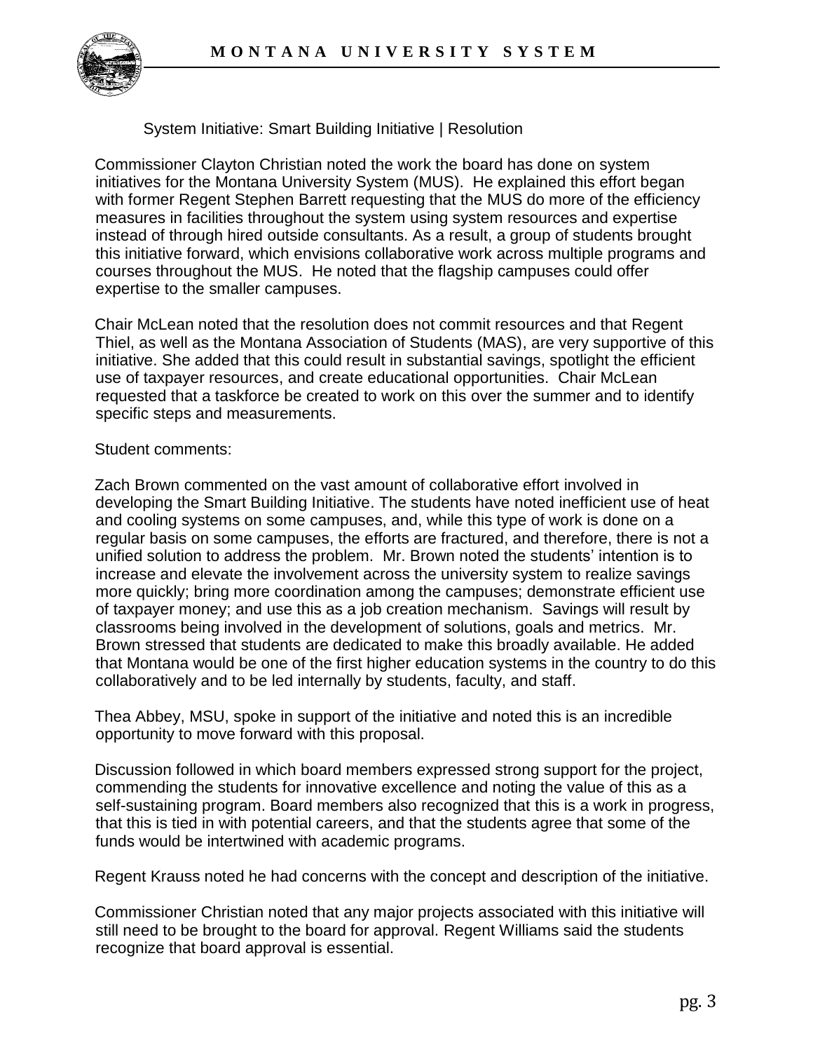System Initiative: Smart Building Initiative | Resolution

Commissioner Clayton Christian noted the work the board has done on system initiatives for the Montana University System (MUS). He explained this effort began with former Regent Stephen Barrett requesting that the MUS do more of the efficiency measures in facilities throughout the system using system resources and expertise instead of through hired outside consultants. As a result, a group of students brought this initiative forward, which envisions collaborative work across multiple programs and courses throughout the MUS. He noted that the flagship campuses could offer expertise to the smaller campuses.

Chair McLean noted that the resolution does not commit resources and that Regent Thiel, as well as the Montana Association of Students (MAS), are very supportive of this initiative. She added that this could result in substantial savings, spotlight the efficient use of taxpayer resources, and create educational opportunities. Chair McLean requested that a taskforce be created to work on this over the summer and to identify specific steps and measurements.

Student comments:

Zach Brown commented on the vast amount of collaborative effort involved in developing the Smart Building Initiative. The students have noted inefficient use of heat and cooling systems on some campuses, and, while this type of work is done on a regular basis on some campuses, the efforts are fractured, and therefore, there is not a unified solution to address the problem. Mr. Brown noted the students' intention is to increase and elevate the involvement across the university system to realize savings more quickly; bring more coordination among the campuses; demonstrate efficient use of taxpayer money; and use this as a job creation mechanism. Savings will result by classrooms being involved in the development of solutions, goals and metrics. Mr. Brown stressed that students are dedicated to make this broadly available. He added that Montana would be one of the first higher education systems in the country to do this collaboratively and to be led internally by students, faculty, and staff.

Thea Abbey, MSU, spoke in support of the initiative and noted this is an incredible opportunity to move forward with this proposal.

Discussion followed in which board members expressed strong support for the project, commending the students for innovative excellence and noting the value of this as a self-sustaining program. Board members also recognized that this is a work in progress, that this is tied in with potential careers, and that the students agree that some of the funds would be intertwined with academic programs.

Regent Krauss noted he had concerns with the concept and description of the initiative.

Commissioner Christian noted that any major projects associated with this initiative will still need to be brought to the board for approval. Regent Williams said the students recognize that board approval is essential.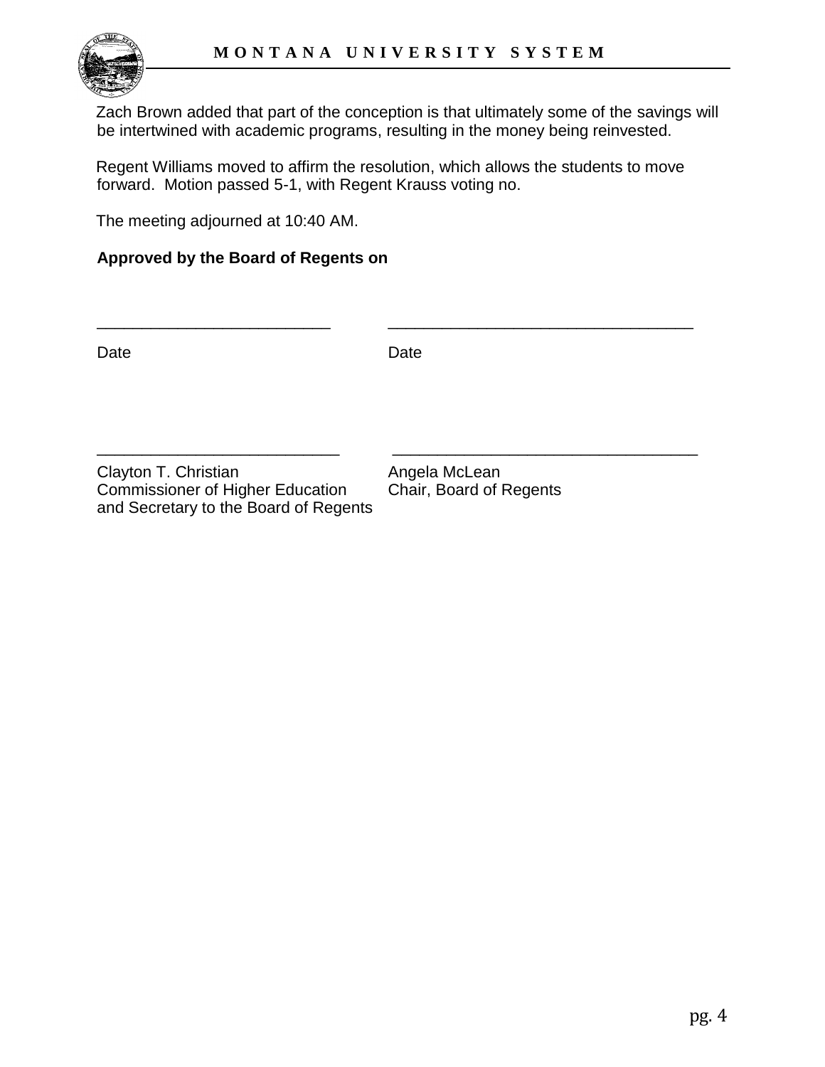Zach Brown added that part of the conception is that ultimately some of the savings will be intertwined with academic programs, resulting in the money being reinvested.

Regent Williams moved to affirm the resolution, which allows the students to move forward. Motion passed 5-1, with Regent Krauss voting no.

The meeting adjourned at 10:40 AM.

**Approved by the Board of Regents on**

___________________________ ___________________________

Date Date

___________________________ ___________________________

Clayton T. Christian
Commissioner of Higher Education
and Secretary to the Board of Regents

Angela McLean
Chair, Board of Regents